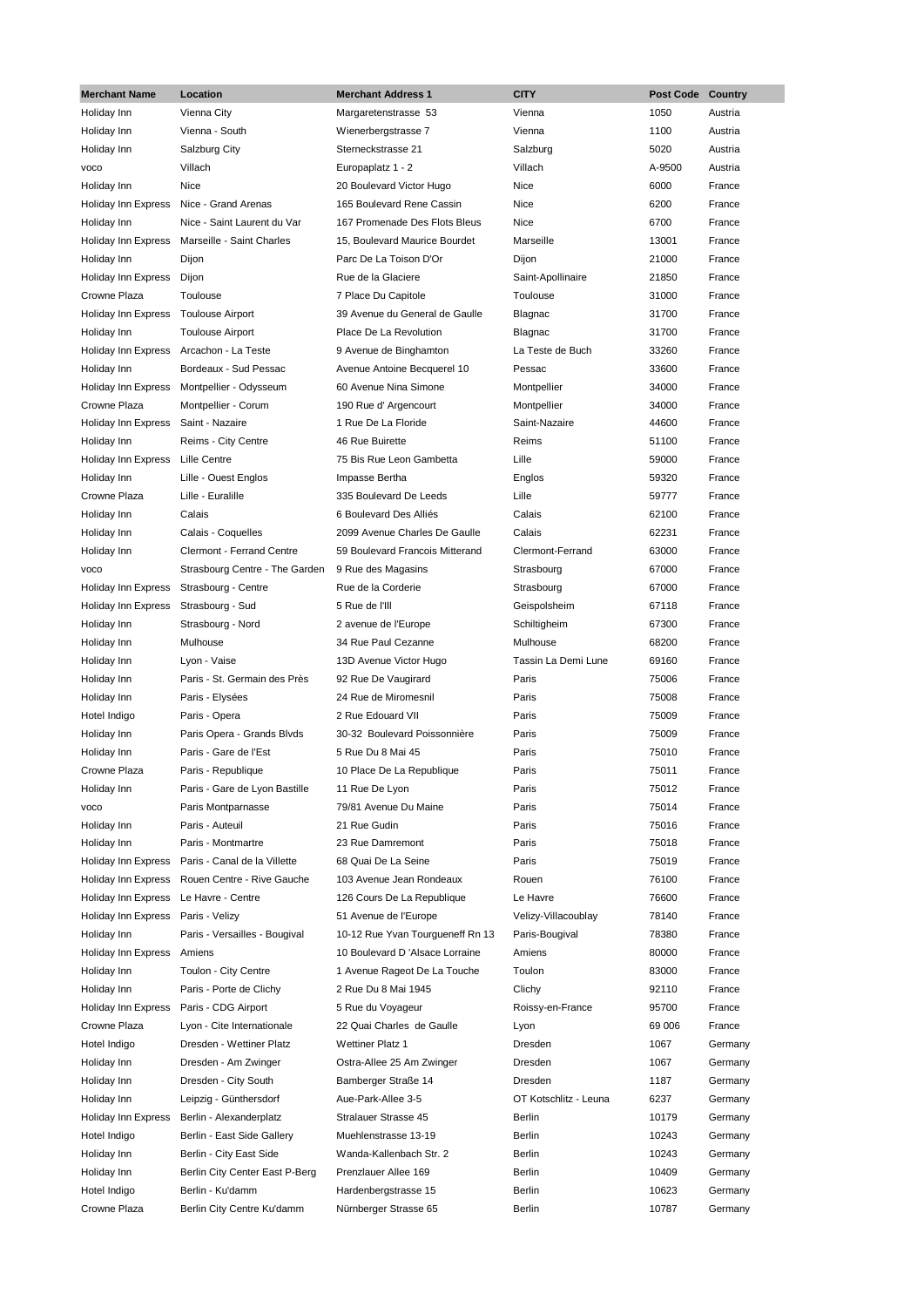| Merchant Name | Location | Merchant Address 1 | CITY | Post Code | Country |
|---|---|---|---|---|---|
| Holiday Inn | Vienna City | Margaretenstrasse 53 | Vienna | 1050 | Austria |
| Holiday Inn | Vienna - South | Wienerbergstrasse 7 | Vienna | 1100 | Austria |
| Holiday Inn | Salzburg City | Sterneckstrasse 21 | Salzburg | 5020 | Austria |
| voco | Villach | Europaplatz 1 - 2 | Villach | A-9500 | Austria |
| Holiday Inn | Nice | 20 Boulevard Victor Hugo | Nice | 6000 | France |
| Holiday Inn Express | Nice - Grand Arenas | 165 Boulevard Rene Cassin | Nice | 6200 | France |
| Holiday Inn | Nice - Saint Laurent du Var | 167 Promenade Des Flots Bleus | Nice | 6700 | France |
| Holiday Inn Express | Marseille - Saint Charles | 15, Boulevard Maurice Bourdet | Marseille | 13001 | France |
| Holiday Inn | Dijon | Parc De La Toison D'Or | Dijon | 21000 | France |
| Holiday Inn Express | Dijon | Rue de la Glaciere | Saint-Apollinaire | 21850 | France |
| Crowne Plaza | Toulouse | 7 Place Du Capitole | Toulouse | 31000 | France |
| Holiday Inn Express | Toulouse Airport | 39 Avenue du General de Gaulle | Blagnac | 31700 | France |
| Holiday Inn | Toulouse Airport | Place De La Revolution | Blagnac | 31700 | France |
| Holiday Inn Express | Arcachon - La Teste | 9 Avenue de Binghamton | La Teste de Buch | 33260 | France |
| Holiday Inn | Bordeaux - Sud Pessac | Avenue Antoine Becquerel 10 | Pessac | 33600 | France |
| Holiday Inn Express | Montpellier - Odysseum | 60 Avenue Nina Simone | Montpellier | 34000 | France |
| Crowne Plaza | Montpellier - Corum | 190 Rue d' Argencourt | Montpellier | 34000 | France |
| Holiday Inn Express | Saint - Nazaire | 1 Rue De La Floride | Saint-Nazaire | 44600 | France |
| Holiday Inn | Reims - City Centre | 46 Rue Buirette | Reims | 51100 | France |
| Holiday Inn Express | Lille Centre | 75 Bis Rue Leon Gambetta | Lille | 59000 | France |
| Holiday Inn | Lille - Ouest Englos | Impasse Bertha | Englos | 59320 | France |
| Crowne Plaza | Lille - Euralille | 335 Boulevard De Leeds | Lille | 59777 | France |
| Holiday Inn | Calais | 6 Boulevard Des Alliés | Calais | 62100 | France |
| Holiday Inn | Calais - Coquelles | 2099 Avenue Charles De Gaulle | Calais | 62231 | France |
| Holiday Inn | Clermont - Ferrand Centre | 59 Boulevard Francois Mitterand | Clermont-Ferrand | 63000 | France |
| voco | Strasbourg Centre - The Garden | 9 Rue des Magasins | Strasbourg | 67000 | France |
| Holiday Inn Express | Strasbourg - Centre | Rue de la Corderie | Strasbourg | 67000 | France |
| Holiday Inn Express | Strasbourg - Sud | 5 Rue de l'Ill | Geispolsheim | 67118 | France |
| Holiday Inn | Strasbourg - Nord | 2 avenue de l'Europe | Schiltigheim | 67300 | France |
| Holiday Inn | Mulhouse | 34 Rue Paul Cezanne | Mulhouse | 68200 | France |
| Holiday Inn | Lyon - Vaise | 13D Avenue Victor Hugo | Tassin La Demi Lune | 69160 | France |
| Holiday Inn | Paris - St. Germain des Près | 92 Rue De Vaugirard | Paris | 75006 | France |
| Holiday Inn | Paris - Elysées | 24 Rue de Miromesnil | Paris | 75008 | France |
| Hotel Indigo | Paris - Opera | 2 Rue Edouard VII | Paris | 75009 | France |
| Holiday Inn | Paris Opera - Grands Blvds | 30-32 Boulevard Poissonnière | Paris | 75009 | France |
| Holiday Inn | Paris - Gare de l'Est | 5 Rue Du 8 Mai 45 | Paris | 75010 | France |
| Crowne Plaza | Paris - Republique | 10 Place De La Republique | Paris | 75011 | France |
| Holiday Inn | Paris - Gare de Lyon Bastille | 11 Rue De Lyon | Paris | 75012 | France |
| voco | Paris Montparnasse | 79/81 Avenue Du Maine | Paris | 75014 | France |
| Holiday Inn | Paris - Auteuil | 21 Rue Gudin | Paris | 75016 | France |
| Holiday Inn | Paris - Montmartre | 23 Rue Damremont | Paris | 75018 | France |
| Holiday Inn Express | Paris - Canal de la Villette | 68 Quai De La Seine | Paris | 75019 | France |
| Holiday Inn Express | Rouen Centre - Rive Gauche | 103 Avenue Jean Rondeaux | Rouen | 76100 | France |
| Holiday Inn Express | Le Havre - Centre | 126 Cours De La Republique | Le Havre | 76600 | France |
| Holiday Inn Express | Paris - Velizy | 51 Avenue de l'Europe | Velizy-Villacoublay | 78140 | France |
| Holiday Inn | Paris - Versailles - Bougival | 10-12 Rue Yvan Tourgueneff Rn 13 | Paris-Bougival | 78380 | France |
| Holiday Inn Express | Amiens | 10 Boulevard D 'Alsace Lorraine | Amiens | 80000 | France |
| Holiday Inn | Toulon - City Centre | 1 Avenue Rageot De La Touche | Toulon | 83000 | France |
| Holiday Inn | Paris - Porte de Clichy | 2 Rue Du 8 Mai 1945 | Clichy | 92110 | France |
| Holiday Inn Express | Paris - CDG Airport | 5 Rue du Voyageur | Roissy-en-France | 95700 | France |
| Crowne Plaza | Lyon - Cite Internationale | 22 Quai Charles de Gaulle | Lyon | 69 006 | France |
| Hotel Indigo | Dresden - Wettiner Platz | Wettiner Platz 1 | Dresden | 1067 | Germany |
| Holiday Inn | Dresden - Am Zwinger | Ostra-Allee 25 Am Zwinger | Dresden | 1067 | Germany |
| Holiday Inn | Dresden - City South | Bamberger Straße 14 | Dresden | 1187 | Germany |
| Holiday Inn | Leipzig - Günthersdorf | Aue-Park-Allee 3-5 | OT Kotschlitz - Leuna | 6237 | Germany |
| Holiday Inn Express | Berlin - Alexanderplatz | Stralauer Strasse 45 | Berlin | 10179 | Germany |
| Hotel Indigo | Berlin - East Side Gallery | Muehlenstrasse 13-19 | Berlin | 10243 | Germany |
| Holiday Inn | Berlin - City East Side | Wanda-Kallenbach Str. 2 | Berlin | 10243 | Germany |
| Holiday Inn | Berlin City Center East P-Berg | Prenzlauer Allee 169 | Berlin | 10409 | Germany |
| Hotel Indigo | Berlin - Ku'damm | Hardenbergstrasse 15 | Berlin | 10623 | Germany |
| Crowne Plaza | Berlin City Centre Ku'damm | Nürnberger Strasse 65 | Berlin | 10787 | Germany |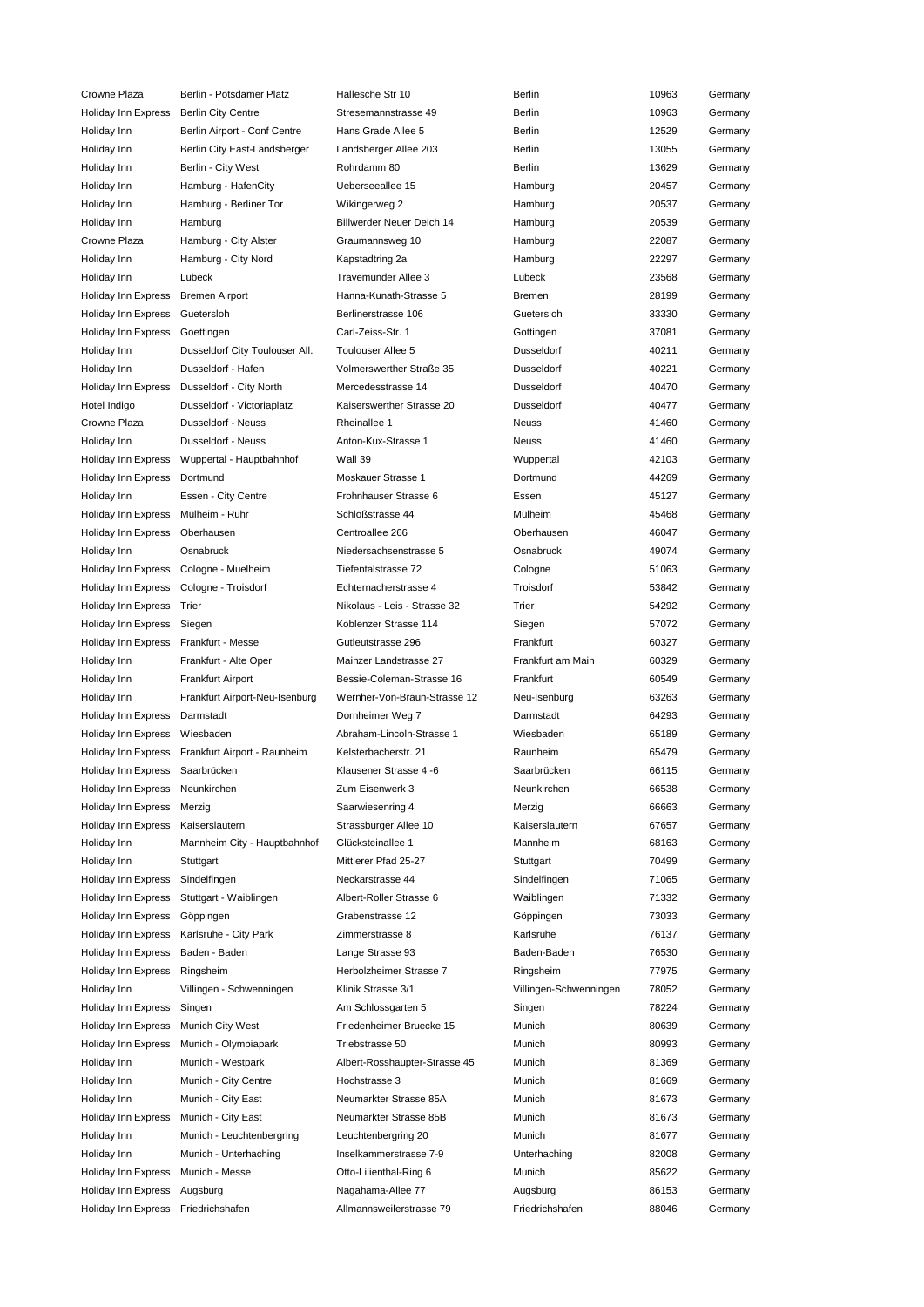| | | | | | |
|---|---|---|---|---|---|
| Crowne Plaza | Berlin - Potsdamer Platz | Hallesche Str 10 | Berlin | 10963 | Germany |
| Holiday Inn Express | Berlin City Centre | Stresemannstrasse 49 | Berlin | 10963 | Germany |
| Holiday Inn | Berlin Airport - Conf Centre | Hans Grade Allee 5 | Berlin | 12529 | Germany |
| Holiday Inn | Berlin City East-Landsberger | Landsberger Allee 203 | Berlin | 13055 | Germany |
| Holiday Inn | Berlin - City West | Rohrdamm 80 | Berlin | 13629 | Germany |
| Holiday Inn | Hamburg - HafenCity | Ueberseeallee 15 | Hamburg | 20457 | Germany |
| Holiday Inn | Hamburg - Berliner Tor | Wikingerweg 2 | Hamburg | 20537 | Germany |
| Holiday Inn | Hamburg | Billwerder Neuer Deich 14 | Hamburg | 20539 | Germany |
| Crowne Plaza | Hamburg - City Alster | Graumannsweg 10 | Hamburg | 22087 | Germany |
| Holiday Inn | Hamburg - City Nord | Kapstadtring 2a | Hamburg | 22297 | Germany |
| Holiday Inn | Lubeck | Travemunder Allee 3 | Lubeck | 23568 | Germany |
| Holiday Inn Express | Bremen Airport | Hanna-Kunath-Strasse 5 | Bremen | 28199 | Germany |
| Holiday Inn Express | Guetersloh | Berlinerstrasse 106 | Guetersloh | 33330 | Germany |
| Holiday Inn Express | Goettingen | Carl-Zeiss-Str. 1 | Gottingen | 37081 | Germany |
| Holiday Inn | Dusseldorf City Toulouser All. | Toulouser Allee 5 | Dusseldorf | 40211 | Germany |
| Holiday Inn | Dusseldorf - Hafen | Volmerswerther Straße 35 | Dusseldorf | 40221 | Germany |
| Holiday Inn Express | Dusseldorf - City North | Mercedesstrasse 14 | Dusseldorf | 40470 | Germany |
| Hotel Indigo | Dusseldorf - Victoriaplatz | Kaiserswerther Strasse 20 | Dusseldorf | 40477 | Germany |
| Crowne Plaza | Dusseldorf - Neuss | Rheinallee 1 | Neuss | 41460 | Germany |
| Holiday Inn | Dusseldorf - Neuss | Anton-Kux-Strasse 1 | Neuss | 41460 | Germany |
| Holiday Inn Express | Wuppertal - Hauptbahnhof | Wall 39 | Wuppertal | 42103 | Germany |
| Holiday Inn Express | Dortmund | Moskauer Strasse 1 | Dortmund | 44269 | Germany |
| Holiday Inn | Essen - City Centre | Frohnhauser Strasse 6 | Essen | 45127 | Germany |
| Holiday Inn Express | Mülheim - Ruhr | Schloßstrasse 44 | Mülheim | 45468 | Germany |
| Holiday Inn Express | Oberhausen | Centroallee 266 | Oberhausen | 46047 | Germany |
| Holiday Inn | Osnabruck | Niedersachsenstrasse 5 | Osnabruck | 49074 | Germany |
| Holiday Inn Express | Cologne - Muelheim | Tiefentalstrasse 72 | Cologne | 51063 | Germany |
| Holiday Inn Express | Cologne - Troisdorf | Echternacherstrasse 4 | Troisdorf | 53842 | Germany |
| Holiday Inn Express | Trier | Nikolaus - Leis - Strasse 32 | Trier | 54292 | Germany |
| Holiday Inn Express | Siegen | Koblenzer Strasse 114 | Siegen | 57072 | Germany |
| Holiday Inn Express | Frankfurt - Messe | Gutleutstrasse 296 | Frankfurt | 60327 | Germany |
| Holiday Inn | Frankfurt - Alte Oper | Mainzer Landstrasse 27 | Frankfurt am Main | 60329 | Germany |
| Holiday Inn | Frankfurt Airport | Bessie-Coleman-Strasse 16 | Frankfurt | 60549 | Germany |
| Holiday Inn | Frankfurt Airport-Neu-Isenburg | Wernher-Von-Braun-Strasse 12 | Neu-Isenburg | 63263 | Germany |
| Holiday Inn Express | Darmstadt | Dornheimer Weg 7 | Darmstadt | 64293 | Germany |
| Holiday Inn Express | Wiesbaden | Abraham-Lincoln-Strasse 1 | Wiesbaden | 65189 | Germany |
| Holiday Inn Express | Frankfurt Airport - Raunheim | Kelsterbacherstr. 21 | Raunheim | 65479 | Germany |
| Holiday Inn Express | Saarbrücken | Klausener Strasse 4 -6 | Saarbrücken | 66115 | Germany |
| Holiday Inn Express | Neunkirchen | Zum Eisenwerk 3 | Neunkirchen | 66538 | Germany |
| Holiday Inn Express | Merzig | Saarwiesenring 4 | Merzig | 66663 | Germany |
| Holiday Inn Express | Kaiserslautern | Strassburger Allee 10 | Kaiserslautern | 67657 | Germany |
| Holiday Inn | Mannheim City - Hauptbahnhof | Glücksteinallee 1 | Mannheim | 68163 | Germany |
| Holiday Inn | Stuttgart | Mittlerer Pfad 25-27 | Stuttgart | 70499 | Germany |
| Holiday Inn Express | Sindelfingen | Neckarstrasse 44 | Sindelfingen | 71065 | Germany |
| Holiday Inn Express | Stuttgart - Waiblingen | Albert-Roller Strasse 6 | Waiblingen | 71332 | Germany |
| Holiday Inn Express | Göppingen | Grabenstrasse 12 | Göppingen | 73033 | Germany |
| Holiday Inn Express | Karlsruhe - City Park | Zimmerstrasse 8 | Karlsruhe | 76137 | Germany |
| Holiday Inn Express | Baden - Baden | Lange Strasse 93 | Baden-Baden | 76530 | Germany |
| Holiday Inn Express | Ringsheim | Herbolzheimer Strasse 7 | Ringsheim | 77975 | Germany |
| Holiday Inn | Villingen - Schwenningen | Klinik Strasse 3/1 | Villingen-Schwenningen | 78052 | Germany |
| Holiday Inn Express | Singen | Am Schlossgarten 5 | Singen | 78224 | Germany |
| Holiday Inn Express | Munich City West | Friedenheimer Bruecke 15 | Munich | 80639 | Germany |
| Holiday Inn Express | Munich - Olympiapark | Triebstrasse 50 | Munich | 80993 | Germany |
| Holiday Inn | Munich - Westpark | Albert-Rosshaupter-Strasse 45 | Munich | 81369 | Germany |
| Holiday Inn | Munich - City Centre | Hochstrasse 3 | Munich | 81669 | Germany |
| Holiday Inn | Munich - City East | Neumarkter Strasse 85A | Munich | 81673 | Germany |
| Holiday Inn Express | Munich - City East | Neumarkter Strasse 85B | Munich | 81673 | Germany |
| Holiday Inn | Munich - Leuchtenbergring | Leuchtenbergring 20 | Munich | 81677 | Germany |
| Holiday Inn | Munich - Unterhaching | Inselkammerstrasse 7-9 | Unterhaching | 82008 | Germany |
| Holiday Inn Express | Munich - Messe | Otto-Lilienthal-Ring 6 | Munich | 85622 | Germany |
| Holiday Inn Express | Augsburg | Nagahama-Allee 77 | Augsburg | 86153 | Germany |
| Holiday Inn Express | Friedrichshafen | Allmannsweilerstrasse 79 | Friedrichshafen | 88046 | Germany |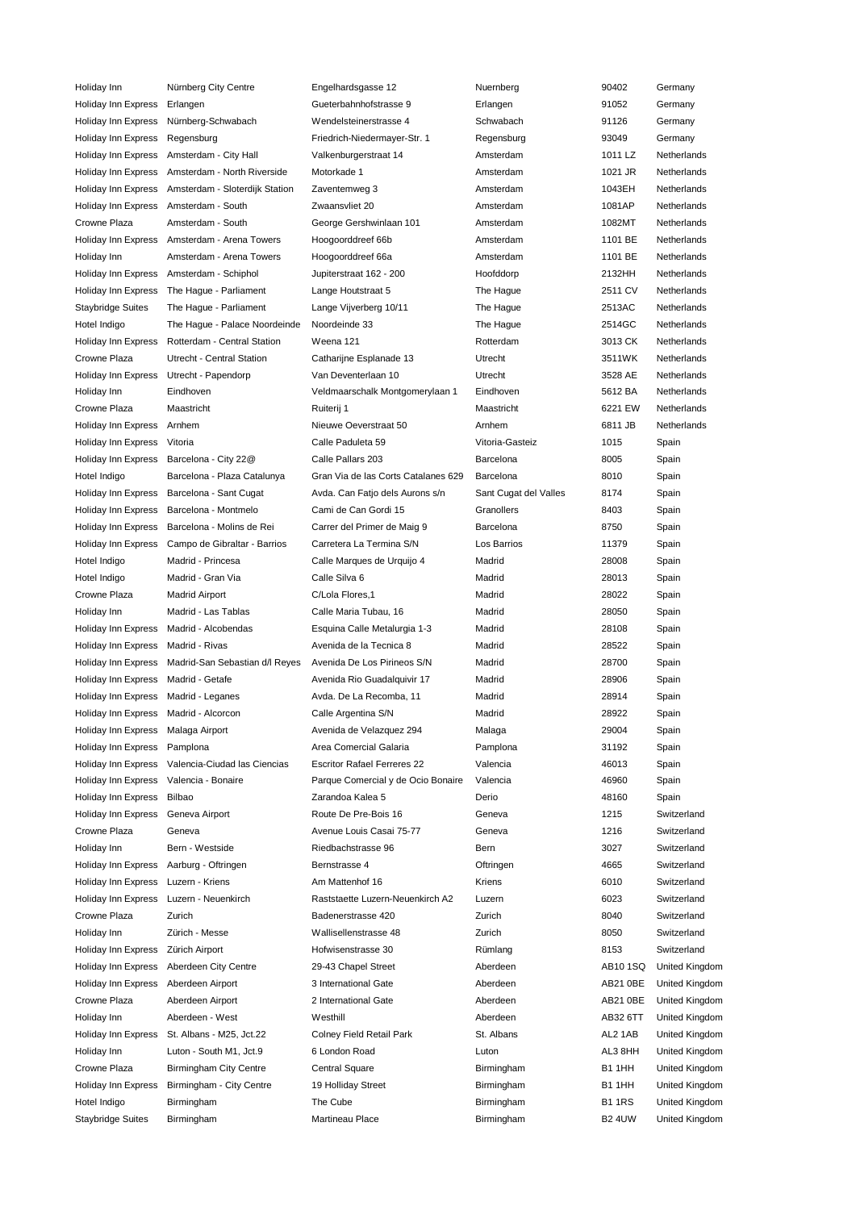| | | | | | |
|---|---|---|---|---|---|
| Holiday Inn | Nürnberg City Centre | Engelhardsgasse 12 | Nuernberg | 90402 | Germany |
| Holiday Inn Express | Erlangen | Gueterbahnhofstrasse 9 | Erlangen | 91052 | Germany |
| Holiday Inn Express | Nürnberg-Schwabach | Wendelsteinerstrasse 4 | Schwabach | 91126 | Germany |
| Holiday Inn Express | Regensburg | Friedrich-Niedermayer-Str. 1 | Regensburg | 93049 | Germany |
| Holiday Inn Express | Amsterdam - City Hall | Valkenburgerstraat 14 | Amsterdam | 1011 LZ | Netherlands |
| Holiday Inn Express | Amsterdam - North Riverside | Motorkade 1 | Amsterdam | 1021 JR | Netherlands |
| Holiday Inn Express | Amsterdam - Sloterdijk Station | Zaventemweg 3 | Amsterdam | 1043EH | Netherlands |
| Holiday Inn Express | Amsterdam - South | Zwaansvliet 20 | Amsterdam | 1081AP | Netherlands |
| Crowne Plaza | Amsterdam - South | George Gershwinlaan 101 | Amsterdam | 1082MT | Netherlands |
| Holiday Inn Express | Amsterdam - Arena Towers | Hoogoorddreef 66b | Amsterdam | 1101 BE | Netherlands |
| Holiday Inn | Amsterdam - Arena Towers | Hoogoorddreef 66a | Amsterdam | 1101 BE | Netherlands |
| Holiday Inn Express | Amsterdam - Schiphol | Jupiterstraat 162 - 200 | Hoofddorp | 2132HH | Netherlands |
| Holiday Inn Express | The Hague - Parliament | Lange Houtstraat 5 | The Hague | 2511 CV | Netherlands |
| Staybridge Suites | The Hague - Parliament | Lange Vijverberg 10/11 | The Hague | 2513AC | Netherlands |
| Hotel Indigo | The Hague - Palace Noordeinde | Noordeinde 33 | The Hague | 2514GC | Netherlands |
| Holiday Inn Express | Rotterdam - Central Station | Weena 121 | Rotterdam | 3013 CK | Netherlands |
| Crowne Plaza | Utrecht - Central Station | Catharijne Esplanade 13 | Utrecht | 3511WK | Netherlands |
| Holiday Inn Express | Utrecht - Papendorp | Van Deventerlaan 10 | Utrecht | 3528 AE | Netherlands |
| Holiday Inn | Eindhoven | Veldmaarschalk Montgomerylaan 1 | Eindhoven | 5612 BA | Netherlands |
| Crowne Plaza | Maastricht | Ruiterij 1 | Maastricht | 6221 EW | Netherlands |
| Holiday Inn Express | Arnhem | Nieuwe Oeverstraat 50 | Arnhem | 6811 JB | Netherlands |
| Holiday Inn Express | Vitoria | Calle Paduleta 59 | Vitoria-Gasteiz | 1015 | Spain |
| Holiday Inn Express | Barcelona - City 22@ | Calle Pallars 203 | Barcelona | 8005 | Spain |
| Hotel Indigo | Barcelona - Plaza Catalunya | Gran Via de las Corts Catalanes 629 | Barcelona | 8010 | Spain |
| Holiday Inn Express | Barcelona - Sant Cugat | Avda. Can Fatjo dels Aurons s/n | Sant Cugat del Valles | 8174 | Spain |
| Holiday Inn Express | Barcelona - Montmelo | Cami de Can Gordi 15 | Granollers | 8403 | Spain |
| Holiday Inn Express | Barcelona - Molins de Rei | Carrer del Primer de Maig 9 | Barcelona | 8750 | Spain |
| Holiday Inn Express | Campo de Gibraltar - Barrios | Carretera La Termina S/N | Los Barrios | 11379 | Spain |
| Hotel Indigo | Madrid - Princesa | Calle Marques de Urquijo 4 | Madrid | 28008 | Spain |
| Hotel Indigo | Madrid - Gran Via | Calle Silva 6 | Madrid | 28013 | Spain |
| Crowne Plaza | Madrid Airport | C/Lola Flores,1 | Madrid | 28022 | Spain |
| Holiday Inn | Madrid - Las Tablas | Calle Maria Tubau, 16 | Madrid | 28050 | Spain |
| Holiday Inn Express | Madrid - Alcobendas | Esquina Calle Metalurgia 1-3 | Madrid | 28108 | Spain |
| Holiday Inn Express | Madrid - Rivas | Avenida de la Tecnica 8 | Madrid | 28522 | Spain |
| Holiday Inn Express | Madrid-San Sebastian d/l Reyes | Avenida De Los Pirineos S/N | Madrid | 28700 | Spain |
| Holiday Inn Express | Madrid - Getafe | Avenida Rio Guadalquivir 17 | Madrid | 28906 | Spain |
| Holiday Inn Express | Madrid - Leganes | Avda. De La Recomba, 11 | Madrid | 28914 | Spain |
| Holiday Inn Express | Madrid - Alcorcon | Calle Argentina S/N | Madrid | 28922 | Spain |
| Holiday Inn Express | Malaga Airport | Avenida de Velazquez 294 | Malaga | 29004 | Spain |
| Holiday Inn Express | Pamplona | Area Comercial Galaria | Pamplona | 31192 | Spain |
| Holiday Inn Express | Valencia-Ciudad las Ciencias | Escritor Rafael Ferreres 22 | Valencia | 46013 | Spain |
| Holiday Inn Express | Valencia - Bonaire | Parque Comercial y de Ocio Bonaire | Valencia | 46960 | Spain |
| Holiday Inn Express | Bilbao | Zarandoa Kalea 5 | Derio | 48160 | Spain |
| Holiday Inn Express | Geneva Airport | Route De Pre-Bois 16 | Geneva | 1215 | Switzerland |
| Crowne Plaza | Geneva | Avenue Louis Casai 75-77 | Geneva | 1216 | Switzerland |
| Holiday Inn | Bern - Westside | Riedbachstrasse 96 | Bern | 3027 | Switzerland |
| Holiday Inn Express | Aarburg - Oftringen | Bernstrasse 4 | Oftringen | 4665 | Switzerland |
| Holiday Inn Express | Luzern - Kriens | Am Mattenhof 16 | Kriens | 6010 | Switzerland |
| Holiday Inn Express | Luzern - Neuenkirch | Raststaette Luzern-Neuenkirch A2 | Luzern | 6023 | Switzerland |
| Crowne Plaza | Zurich | Badenerstrasse 420 | Zurich | 8040 | Switzerland |
| Holiday Inn | Zürich - Messe | Wallisellenstrasse 48 | Zurich | 8050 | Switzerland |
| Holiday Inn Express | Zürich Airport | Hofwisenstrasse 30 | Rümlang | 8153 | Switzerland |
| Holiday Inn Express | Aberdeen City Centre | 29-43 Chapel Street | Aberdeen | AB10 1SQ | United Kingdom |
| Holiday Inn Express | Aberdeen Airport | 3 International Gate | Aberdeen | AB21 0BE | United Kingdom |
| Crowne Plaza | Aberdeen Airport | 2 International Gate | Aberdeen | AB21 0BE | United Kingdom |
| Holiday Inn | Aberdeen - West | Westhill | Aberdeen | AB32 6TT | United Kingdom |
| Holiday Inn Express | St. Albans - M25, Jct.22 | Colney Field Retail Park | St. Albans | AL2 1AB | United Kingdom |
| Holiday Inn | Luton - South M1, Jct.9 | 6 London Road | Luton | AL3 8HH | United Kingdom |
| Crowne Plaza | Birmingham City Centre | Central Square | Birmingham | B1 1HH | United Kingdom |
| Holiday Inn Express | Birmingham - City Centre | 19 Holliday Street | Birmingham | B1 1HH | United Kingdom |
| Hotel Indigo | Birmingham | The Cube | Birmingham | B1 1RS | United Kingdom |
| Staybridge Suites | Birmingham | Martineau Place | Birmingham | B2 4UW | United Kingdom |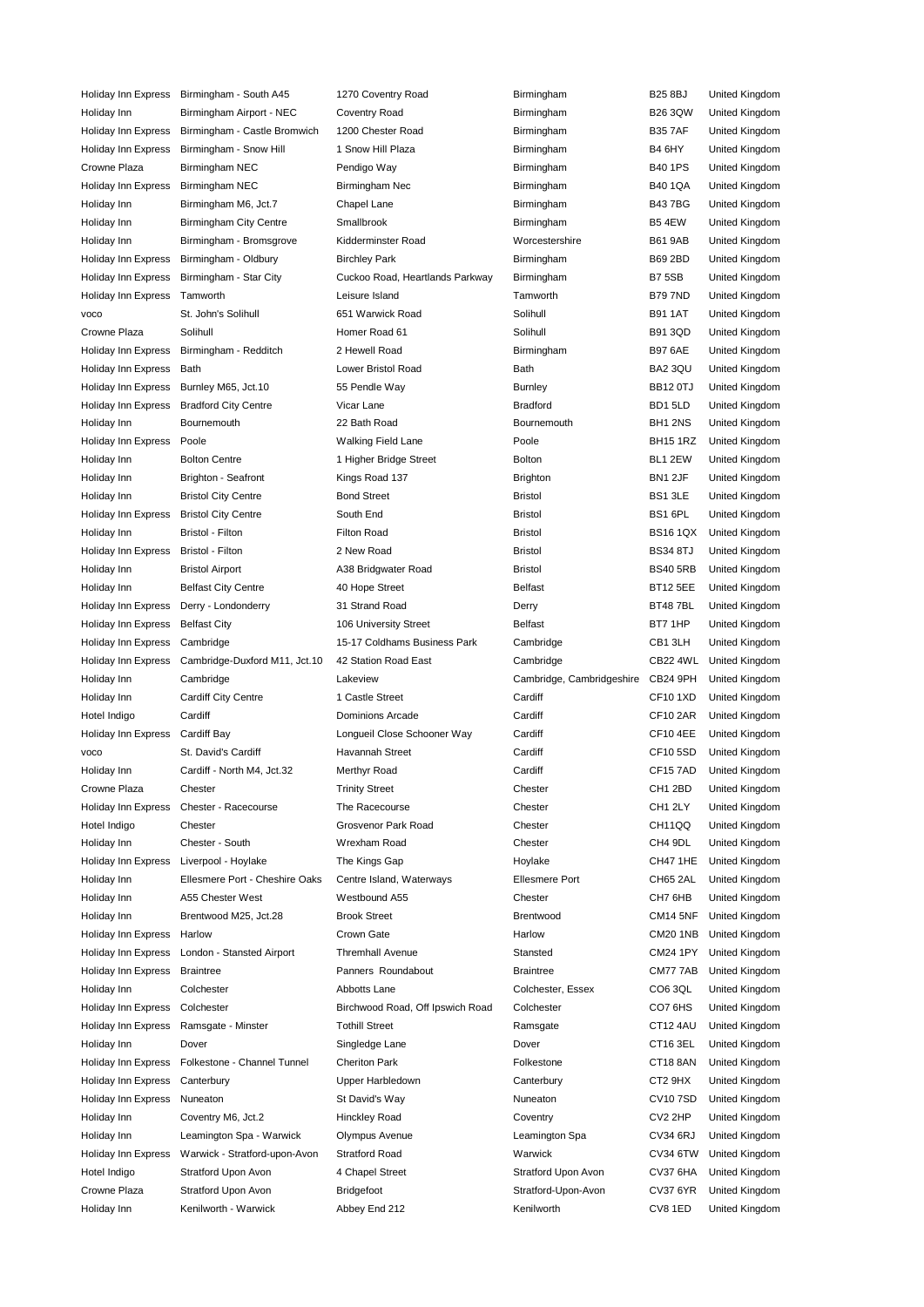| | | | | | |
|---|---|---|---|---|---|
| Holiday Inn Express | Birmingham - South A45 | 1270 Coventry Road | Birmingham | B25 8BJ | United Kingdom |
| Holiday Inn | Birmingham Airport - NEC | Coventry Road | Birmingham | B26 3QW | United Kingdom |
| Holiday Inn Express | Birmingham - Castle Bromwich | 1200 Chester Road | Birmingham | B35 7AF | United Kingdom |
| Holiday Inn Express | Birmingham - Snow Hill | 1 Snow Hill Plaza | Birmingham | B4 6HY | United Kingdom |
| Crowne Plaza | Birmingham NEC | Pendigo Way | Birmingham | B40 1PS | United Kingdom |
| Holiday Inn Express | Birmingham NEC | Birmingham Nec | Birmingham | B40 1QA | United Kingdom |
| Holiday Inn | Birmingham M6, Jct.7 | Chapel Lane | Birmingham | B43 7BG | United Kingdom |
| Holiday Inn | Birmingham City Centre | Smallbrook | Birmingham | B5 4EW | United Kingdom |
| Holiday Inn | Birmingham - Bromsgrove | Kidderminster Road | Worcestershire | B61 9AB | United Kingdom |
| Holiday Inn Express | Birmingham - Oldbury | Birchley Park | Birmingham | B69 2BD | United Kingdom |
| Holiday Inn Express | Birmingham - Star City | Cuckoo Road, Heartlands Parkway | Birmingham | B7 5SB | United Kingdom |
| Holiday Inn Express | Tamworth | Leisure Island | Tamworth | B79 7ND | United Kingdom |
| voco | St. John's Solihull | 651 Warwick Road | Solihull | B91 1AT | United Kingdom |
| Crowne Plaza | Solihull | Homer Road 61 | Solihull | B91 3QD | United Kingdom |
| Holiday Inn Express | Birmingham - Redditch | 2 Hewell Road | Birmingham | B97 6AE | United Kingdom |
| Holiday Inn Express | Bath | Lower Bristol Road | Bath | BA2 3QU | United Kingdom |
| Holiday Inn Express | Burnley M65, Jct.10 | 55 Pendle Way | Burnley | BB12 0TJ | United Kingdom |
| Holiday Inn Express | Bradford City Centre | Vicar Lane | Bradford | BD1 5LD | United Kingdom |
| Holiday Inn | Bournemouth | 22 Bath Road | Bournemouth | BH1 2NS | United Kingdom |
| Holiday Inn Express | Poole | Walking Field Lane | Poole | BH15 1RZ | United Kingdom |
| Holiday Inn | Bolton Centre | 1 Higher Bridge Street | Bolton | BL1 2EW | United Kingdom |
| Holiday Inn | Brighton - Seafront | Kings Road 137 | Brighton | BN1 2JF | United Kingdom |
| Holiday Inn | Bristol City Centre | Bond Street | Bristol | BS1 3LE | United Kingdom |
| Holiday Inn Express | Bristol City Centre | South End | Bristol | BS1 6PL | United Kingdom |
| Holiday Inn | Bristol - Filton | Filton Road | Bristol | BS16 1QX | United Kingdom |
| Holiday Inn Express | Bristol - Filton | 2 New Road | Bristol | BS34 8TJ | United Kingdom |
| Holiday Inn | Bristol Airport | A38 Bridgwater Road | Bristol | BS40 5RB | United Kingdom |
| Holiday Inn | Belfast City Centre | 40 Hope Street | Belfast | BT12 5EE | United Kingdom |
| Holiday Inn Express | Derry - Londonderry | 31 Strand Road | Derry | BT48 7BL | United Kingdom |
| Holiday Inn Express | Belfast City | 106 University Street | Belfast | BT7 1HP | United Kingdom |
| Holiday Inn Express | Cambridge | 15-17 Coldhams Business Park | Cambridge | CB1 3LH | United Kingdom |
| Holiday Inn Express | Cambridge-Duxford M11, Jct.10 | 42 Station Road East | Cambridge | CB22 4WL | United Kingdom |
| Holiday Inn | Cambridge | Lakeview | Cambridge, Cambridgeshire | CB24 9PH | United Kingdom |
| Holiday Inn | Cardiff City Centre | 1 Castle Street | Cardiff | CF10 1XD | United Kingdom |
| Hotel Indigo | Cardiff | Dominions Arcade | Cardiff | CF10 2AR | United Kingdom |
| Holiday Inn Express | Cardiff Bay | Longueil Close Schooner Way | Cardiff | CF10 4EE | United Kingdom |
| voco | St. David's Cardiff | Havannah Street | Cardiff | CF10 5SD | United Kingdom |
| Holiday Inn | Cardiff - North M4, Jct.32 | Merthyr Road | Cardiff | CF15 7AD | United Kingdom |
| Crowne Plaza | Chester | Trinity Street | Chester | CH1 2BD | United Kingdom |
| Holiday Inn Express | Chester - Racecourse | The Racecourse | Chester | CH1 2LY | United Kingdom |
| Hotel Indigo | Chester | Grosvenor Park Road | Chester | CH11QQ | United Kingdom |
| Holiday Inn | Chester - South | Wrexham Road | Chester | CH4 9DL | United Kingdom |
| Holiday Inn Express | Liverpool - Hoylake | The Kings Gap | Hoylake | CH47 1HE | United Kingdom |
| Holiday Inn | Ellesmere Port - Cheshire Oaks | Centre Island, Waterways | Ellesmere Port | CH65 2AL | United Kingdom |
| Holiday Inn | A55 Chester West | Westbound A55 | Chester | CH7 6HB | United Kingdom |
| Holiday Inn | Brentwood M25, Jct.28 | Brook Street | Brentwood | CM14 5NF | United Kingdom |
| Holiday Inn Express | Harlow | Crown Gate | Harlow | CM20 1NB | United Kingdom |
| Holiday Inn Express | London - Stansted Airport | Thremhall Avenue | Stansted | CM24 1PY | United Kingdom |
| Holiday Inn Express | Braintree | Panners Roundabout | Braintree | CM77 7AB | United Kingdom |
| Holiday Inn | Colchester | Abbotts Lane | Colchester, Essex | CO6 3QL | United Kingdom |
| Holiday Inn Express | Colchester | Birchwood Road, Off Ipswich Road | Colchester | CO7 6HS | United Kingdom |
| Holiday Inn Express | Ramsgate - Minster | Tothill Street | Ramsgate | CT12 4AU | United Kingdom |
| Holiday Inn | Dover | Singledge Lane | Dover | CT16 3EL | United Kingdom |
| Holiday Inn Express | Folkestone - Channel Tunnel | Cheriton Park | Folkestone | CT18 8AN | United Kingdom |
| Holiday Inn Express | Canterbury | Upper Harbledown | Canterbury | CT2 9HX | United Kingdom |
| Holiday Inn Express | Nuneaton | St David's Way | Nuneaton | CV10 7SD | United Kingdom |
| Holiday Inn | Coventry M6, Jct.2 | Hinckley Road | Coventry | CV2 2HP | United Kingdom |
| Holiday Inn | Leamington Spa - Warwick | Olympus Avenue | Leamington Spa | CV34 6RJ | United Kingdom |
| Holiday Inn Express | Warwick - Stratford-upon-Avon | Stratford Road | Warwick | CV34 6TW | United Kingdom |
| Hotel Indigo | Stratford Upon Avon | 4 Chapel Street | Stratford Upon Avon | CV37 6HA | United Kingdom |
| Crowne Plaza | Stratford Upon Avon | Bridgefoot | Stratford-Upon-Avon | CV37 6YR | United Kingdom |
| Holiday Inn | Kenilworth - Warwick | Abbey End 212 | Kenilworth | CV8 1ED | United Kingdom |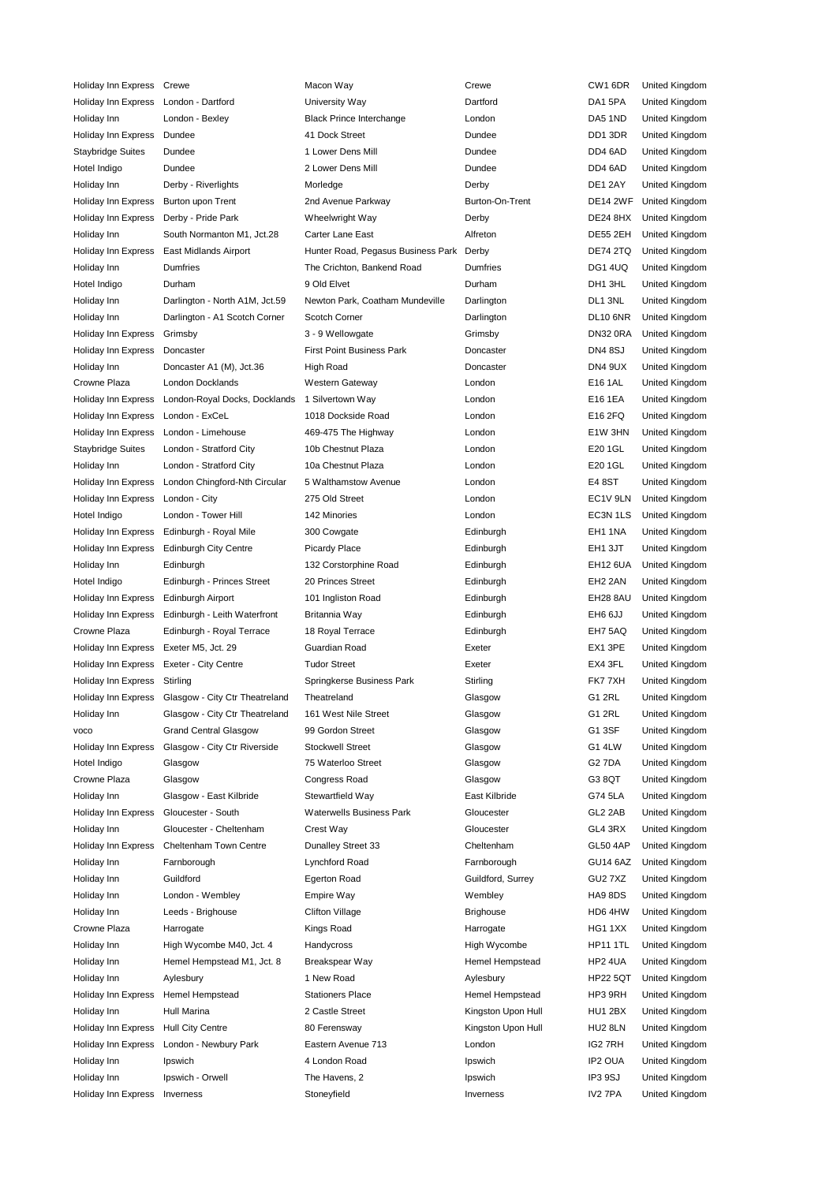| Holiday Inn Express | Crewe | Macon Way | Crewe | CW1 6DR | United Kingdom |
|---|---|---|---|---|---|
| Holiday Inn Express | London - Dartford | University Way | Dartford | DA1 5PA | United Kingdom |
| Holiday Inn | London - Bexley | Black Prince Interchange | London | DA5 1ND | United Kingdom |
| Holiday Inn Express | Dundee | 41 Dock Street | Dundee | DD1 3DR | United Kingdom |
| Staybridge Suites | Dundee | 1 Lower Dens Mill | Dundee | DD4 6AD | United Kingdom |
| Hotel Indigo | Dundee | 2 Lower Dens Mill | Dundee | DD4 6AD | United Kingdom |
| Holiday Inn | Derby - Riverlights | Morledge | Derby | DE1 2AY | United Kingdom |
| Holiday Inn Express | Burton upon Trent | 2nd Avenue Parkway | Burton-On-Trent | DE14 2WF | United Kingdom |
| Holiday Inn Express | Derby - Pride Park | Wheelwright Way | Derby | DE24 8HX | United Kingdom |
| Holiday Inn | South Normanton M1, Jct.28 | Carter Lane East | Alfreton | DE55 2EH | United Kingdom |
| Holiday Inn Express | East Midlands Airport | Hunter Road, Pegasus Business Park | Derby | DE74 2TQ | United Kingdom |
| Holiday Inn | Dumfries | The Crichton, Bankend Road | Dumfries | DG1 4UQ | United Kingdom |
| Hotel Indigo | Durham | 9 Old Elvet | Durham | DH1 3HL | United Kingdom |
| Holiday Inn | Darlington - North A1M, Jct.59 | Newton Park, Coatham Mundeville | Darlington | DL1 3NL | United Kingdom |
| Holiday Inn | Darlington - A1 Scotch Corner | Scotch Corner | Darlington | DL10 6NR | United Kingdom |
| Holiday Inn Express | Grimsby | 3 - 9 Wellowgate | Grimsby | DN32 0RA | United Kingdom |
| Holiday Inn Express | Doncaster | First Point Business Park | Doncaster | DN4 8SJ | United Kingdom |
| Holiday Inn | Doncaster A1 (M), Jct.36 | High Road | Doncaster | DN4 9UX | United Kingdom |
| Crowne Plaza | London Docklands | Western Gateway | London | E16 1AL | United Kingdom |
| Holiday Inn Express | London-Royal Docks, Docklands | 1 Silvertown Way | London | E16 1EA | United Kingdom |
| Holiday Inn Express | London - ExCeL | 1018 Dockside Road | London | E16 2FQ | United Kingdom |
| Holiday Inn Express | London - Limehouse | 469-475 The Highway | London | E1W 3HN | United Kingdom |
| Staybridge Suites | London - Stratford City | 10b Chestnut Plaza | London | E20 1GL | United Kingdom |
| Holiday Inn | London - Stratford City | 10a Chestnut Plaza | London | E20 1GL | United Kingdom |
| Holiday Inn Express | London Chingford-Nth Circular | 5 Walthamstow Avenue | London | E4 8ST | United Kingdom |
| Holiday Inn Express | London - City | 275 Old Street | London | EC1V 9LN | United Kingdom |
| Hotel Indigo | London - Tower Hill | 142 Minories | London | EC3N 1LS | United Kingdom |
| Holiday Inn Express | Edinburgh - Royal Mile | 300 Cowgate | Edinburgh | EH1 1NA | United Kingdom |
| Holiday Inn Express | Edinburgh City Centre | Picardy Place | Edinburgh | EH1 3JT | United Kingdom |
| Holiday Inn | Edinburgh | 132 Corstorphine Road | Edinburgh | EH12 6UA | United Kingdom |
| Hotel Indigo | Edinburgh - Princes Street | 20 Princes Street | Edinburgh | EH2 2AN | United Kingdom |
| Holiday Inn Express | Edinburgh Airport | 101 Ingliston Road | Edinburgh | EH28 8AU | United Kingdom |
| Holiday Inn Express | Edinburgh - Leith Waterfront | Britannia Way | Edinburgh | EH6 6JJ | United Kingdom |
| Crowne Plaza | Edinburgh - Royal Terrace | 18 Royal Terrace | Edinburgh | EH7 5AQ | United Kingdom |
| Holiday Inn Express | Exeter M5, Jct. 29 | Guardian Road | Exeter | EX1 3PE | United Kingdom |
| Holiday Inn Express | Exeter - City Centre | Tudor Street | Exeter | EX4 3FL | United Kingdom |
| Holiday Inn Express | Stirling | Springkerse Business Park | Stirling | FK7 7XH | United Kingdom |
| Holiday Inn Express | Glasgow - City Ctr Theatreland | Theatreland | Glasgow | G1 2RL | United Kingdom |
| Holiday Inn | Glasgow - City Ctr Theatreland | 161 West Nile Street | Glasgow | G1 2RL | United Kingdom |
| voco | Grand Central Glasgow | 99 Gordon Street | Glasgow | G1 3SF | United Kingdom |
| Holiday Inn Express | Glasgow - City Ctr Riverside | Stockwell Street | Glasgow | G1 4LW | United Kingdom |
| Hotel Indigo | Glasgow | 75 Waterloo Street | Glasgow | G2 7DA | United Kingdom |
| Crowne Plaza | Glasgow | Congress Road | Glasgow | G3 8QT | United Kingdom |
| Holiday Inn | Glasgow - East Kilbride | Stewartfield Way | East Kilbride | G74 5LA | United Kingdom |
| Holiday Inn Express | Gloucester - South | Waterwells Business Park | Gloucester | GL2 2AB | United Kingdom |
| Holiday Inn | Gloucester - Cheltenham | Crest Way | Gloucester | GL4 3RX | United Kingdom |
| Holiday Inn Express | Cheltenham Town Centre | Dunalley Street 33 | Cheltenham | GL50 4AP | United Kingdom |
| Holiday Inn | Farnborough | Lynchford Road | Farnborough | GU14 6AZ | United Kingdom |
| Holiday Inn | Guildford | Egerton Road | Guildford, Surrey | GU2 7XZ | United Kingdom |
| Holiday Inn | London - Wembley | Empire Way | Wembley | HA9 8DS | United Kingdom |
| Holiday Inn | Leeds - Brighouse | Clifton Village | Brighouse | HD6 4HW | United Kingdom |
| Crowne Plaza | Harrogate | Kings Road | Harrogate | HG1 1XX | United Kingdom |
| Holiday Inn | High Wycombe M40, Jct. 4 | Handycross | High Wycombe | HP11 1TL | United Kingdom |
| Holiday Inn | Hemel Hempstead M1, Jct. 8 | Breakspear Way | Hemel Hempstead | HP2 4UA | United Kingdom |
| Holiday Inn | Aylesbury | 1 New Road | Aylesbury | HP22 5QT | United Kingdom |
| Holiday Inn Express | Hemel Hempstead | Stationers Place | Hemel Hempstead | HP3 9RH | United Kingdom |
| Holiday Inn | Hull Marina | 2 Castle Street | Kingston Upon Hull | HU1 2BX | United Kingdom |
| Holiday Inn Express | Hull City Centre | 80 Ferensway | Kingston Upon Hull | HU2 8LN | United Kingdom |
| Holiday Inn Express | London - Newbury Park | Eastern Avenue 713 | London | IG2 7RH | United Kingdom |
| Holiday Inn | Ipswich | 4 London Road | Ipswich | IP2 OUA | United Kingdom |
| Holiday Inn | Ipswich - Orwell | The Havens, 2 | Ipswich | IP3 9SJ | United Kingdom |
| Holiday Inn Express | Inverness | Stoneyfield | Inverness | IV2 7PA | United Kingdom |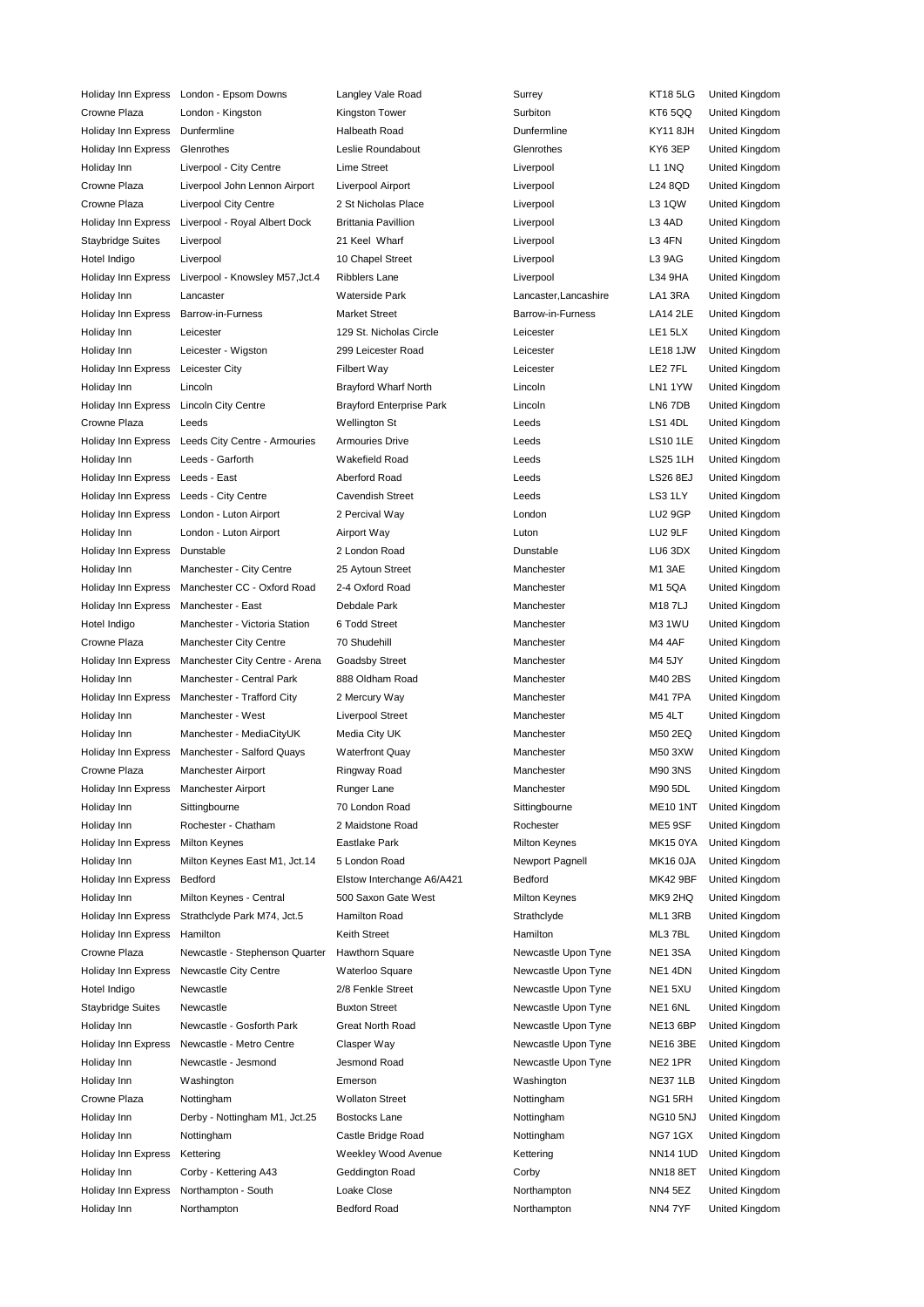| | | | | | |
|---|---|---|---|---|---|
| Holiday Inn Express | London - Epsom Downs | Langley Vale Road | Surrey | KT18 5LG | United Kingdom |
| Crowne Plaza | London - Kingston | Kingston Tower | Surbiton | KT6 5QQ | United Kingdom |
| Holiday Inn Express | Dunfermline | Halbeath Road | Dunfermline | KY11 8JH | United Kingdom |
| Holiday Inn Express | Glenrothes | Leslie Roundabout | Glenrothes | KY6 3EP | United Kingdom |
| Holiday Inn | Liverpool - City Centre | Lime Street | Liverpool | L1 1NQ | United Kingdom |
| Crowne Plaza | Liverpool John Lennon Airport | Liverpool Airport | Liverpool | L24 8QD | United Kingdom |
| Crowne Plaza | Liverpool City Centre | 2 St Nicholas Place | Liverpool | L3 1QW | United Kingdom |
| Holiday Inn Express | Liverpool - Royal Albert Dock | Brittania Pavillion | Liverpool | L3 4AD | United Kingdom |
| Staybridge Suites | Liverpool | 21 Keel Wharf | Liverpool | L3 4FN | United Kingdom |
| Hotel Indigo | Liverpool | 10 Chapel Street | Liverpool | L3 9AG | United Kingdom |
| Holiday Inn Express | Liverpool - Knowsley M57,Jct.4 | Ribblers Lane | Liverpool | L34 9HA | United Kingdom |
| Holiday Inn | Lancaster | Waterside Park | Lancaster,Lancashire | LA1 3RA | United Kingdom |
| Holiday Inn Express | Barrow-in-Furness | Market Street | Barrow-in-Furness | LA14 2LE | United Kingdom |
| Holiday Inn | Leicester | 129 St. Nicholas Circle | Leicester | LE1 5LX | United Kingdom |
| Holiday Inn | Leicester - Wigston | 299 Leicester Road | Leicester | LE18 1JW | United Kingdom |
| Holiday Inn Express | Leicester City | Filbert Way | Leicester | LE2 7FL | United Kingdom |
| Holiday Inn | Lincoln | Brayford Wharf North | Lincoln | LN1 1YW | United Kingdom |
| Holiday Inn Express | Lincoln City Centre | Brayford Enterprise Park | Lincoln | LN6 7DB | United Kingdom |
| Crowne Plaza | Leeds | Wellington St | Leeds | LS1 4DL | United Kingdom |
| Holiday Inn Express | Leeds City Centre - Armouries | Armouries Drive | Leeds | LS10 1LE | United Kingdom |
| Holiday Inn | Leeds - Garforth | Wakefield Road | Leeds | LS25 1LH | United Kingdom |
| Holiday Inn Express | Leeds - East | Aberford Road | Leeds | LS26 8EJ | United Kingdom |
| Holiday Inn Express | Leeds - City Centre | Cavendish Street | Leeds | LS3 1LY | United Kingdom |
| Holiday Inn Express | London - Luton Airport | 2 Percival Way | London | LU2 9GP | United Kingdom |
| Holiday Inn | London - Luton Airport | Airport Way | Luton | LU2 9LF | United Kingdom |
| Holiday Inn Express | Dunstable | 2 London Road | Dunstable | LU6 3DX | United Kingdom |
| Holiday Inn | Manchester - City Centre | 25 Aytoun Street | Manchester | M1 3AE | United Kingdom |
| Holiday Inn Express | Manchester CC - Oxford Road | 2-4 Oxford Road | Manchester | M1 5QA | United Kingdom |
| Holiday Inn Express | Manchester - East | Debdale Park | Manchester | M18 7LJ | United Kingdom |
| Hotel Indigo | Manchester - Victoria Station | 6 Todd Street | Manchester | M3 1WU | United Kingdom |
| Crowne Plaza | Manchester City Centre | 70 Shudehill | Manchester | M4 4AF | United Kingdom |
| Holiday Inn Express | Manchester City Centre - Arena | Goadsby Street | Manchester | M4 5JY | United Kingdom |
| Holiday Inn | Manchester - Central Park | 888 Oldham Road | Manchester | M40 2BS | United Kingdom |
| Holiday Inn Express | Manchester - Trafford City | 2 Mercury Way | Manchester | M41 7PA | United Kingdom |
| Holiday Inn | Manchester - West | Liverpool Street | Manchester | M5 4LT | United Kingdom |
| Holiday Inn | Manchester - MediaCityUK | Media City UK | Manchester | M50 2EQ | United Kingdom |
| Holiday Inn Express | Manchester - Salford Quays | Waterfront Quay | Manchester | M50 3XW | United Kingdom |
| Crowne Plaza | Manchester Airport | Ringway Road | Manchester | M90 3NS | United Kingdom |
| Holiday Inn Express | Manchester Airport | Runger Lane | Manchester | M90 5DL | United Kingdom |
| Holiday Inn | Sittingbourne | 70 London Road | Sittingbourne | ME10 1NT | United Kingdom |
| Holiday Inn | Rochester - Chatham | 2 Maidstone Road | Rochester | ME5 9SF | United Kingdom |
| Holiday Inn Express | Milton Keynes | Eastlake Park | Milton Keynes | MK15 0YA | United Kingdom |
| Holiday Inn | Milton Keynes East M1, Jct.14 | 5 London Road | Newport Pagnell | MK16 0JA | United Kingdom |
| Holiday Inn Express | Bedford | Elstow Interchange A6/A421 | Bedford | MK42 9BF | United Kingdom |
| Holiday Inn | Milton Keynes - Central | 500 Saxon Gate West | Milton Keynes | MK9 2HQ | United Kingdom |
| Holiday Inn Express | Strathclyde Park M74, Jct.5 | Hamilton Road | Strathclyde | ML1 3RB | United Kingdom |
| Holiday Inn Express | Hamilton | Keith Street | Hamilton | ML3 7BL | United Kingdom |
| Crowne Plaza | Newcastle - Stephenson Quarter | Hawthorn Square | Newcastle Upon Tyne | NE1 3SA | United Kingdom |
| Holiday Inn Express | Newcastle City Centre | Waterloo Square | Newcastle Upon Tyne | NE1 4DN | United Kingdom |
| Hotel Indigo | Newcastle | 2/8 Fenkle Street | Newcastle Upon Tyne | NE1 5XU | United Kingdom |
| Staybridge Suites | Newcastle | Buxton Street | Newcastle Upon Tyne | NE1 6NL | United Kingdom |
| Holiday Inn | Newcastle - Gosforth Park | Great North Road | Newcastle Upon Tyne | NE13 6BP | United Kingdom |
| Holiday Inn Express | Newcastle - Metro Centre | Clasper Way | Newcastle Upon Tyne | NE16 3BE | United Kingdom |
| Holiday Inn | Newcastle - Jesmond | Jesmond Road | Newcastle Upon Tyne | NE2 1PR | United Kingdom |
| Holiday Inn | Washington | Emerson | Washington | NE37 1LB | United Kingdom |
| Crowne Plaza | Nottingham | Wollaton Street | Nottingham | NG1 5RH | United Kingdom |
| Holiday Inn | Derby - Nottingham M1, Jct.25 | Bostocks Lane | Nottingham | NG10 5NJ | United Kingdom |
| Holiday Inn | Nottingham | Castle Bridge Road | Nottingham | NG7 1GX | United Kingdom |
| Holiday Inn Express | Kettering | Weekley Wood Avenue | Kettering | NN14 1UD | United Kingdom |
| Holiday Inn | Corby - Kettering A43 | Geddington Road | Corby | NN18 8ET | United Kingdom |
| Holiday Inn Express | Northampton - South | Loake Close | Northampton | NN4 5EZ | United Kingdom |
| Holiday Inn | Northampton | Bedford Road | Northampton | NN4 7YF | United Kingdom |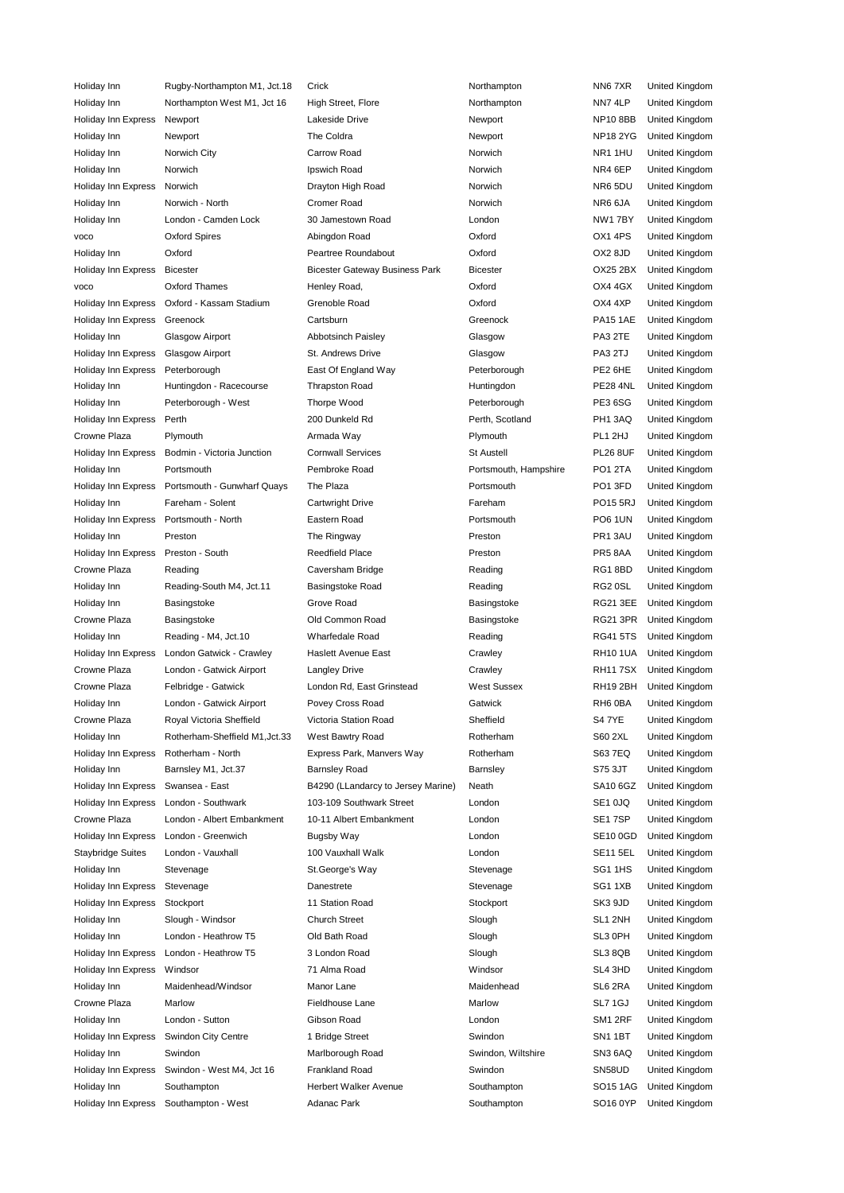| | | | | | |
|---|---|---|---|---|---|
| Holiday Inn | Rugby-Northampton M1, Jct.18 | Crick | Northampton | NN6 7XR | United Kingdom |
| Holiday Inn | Northampton West M1, Jct 16 | High Street, Flore | Northampton | NN7 4LP | United Kingdom |
| Holiday Inn Express | Newport | Lakeside Drive | Newport | NP10 8BB | United Kingdom |
| Holiday Inn | Newport | The Coldra | Newport | NP18 2YG | United Kingdom |
| Holiday Inn | Norwich City | Carrow Road | Norwich | NR1 1HU | United Kingdom |
| Holiday Inn | Norwich | Ipswich Road | Norwich | NR4 6EP | United Kingdom |
| Holiday Inn Express | Norwich | Drayton High Road | Norwich | NR6 5DU | United Kingdom |
| Holiday Inn | Norwich - North | Cromer Road | Norwich | NR6 6JA | United Kingdom |
| Holiday Inn | London - Camden Lock | 30 Jamestown Road | London | NW1 7BY | United Kingdom |
| voco | Oxford Spires | Abingdon Road | Oxford | OX1 4PS | United Kingdom |
| Holiday Inn | Oxford | Peartree Roundabout | Oxford | OX2 8JD | United Kingdom |
| Holiday Inn Express | Bicester | Bicester Gateway Business Park | Bicester | OX25 2BX | United Kingdom |
| voco | Oxford Thames | Henley Road, | Oxford | OX4 4GX | United Kingdom |
| Holiday Inn Express | Oxford - Kassam Stadium | Grenoble Road | Oxford | OX4 4XP | United Kingdom |
| Holiday Inn Express | Greenock | Cartsburn | Greenock | PA15 1AE | United Kingdom |
| Holiday Inn | Glasgow Airport | Abbotsinch Paisley | Glasgow | PA3 2TE | United Kingdom |
| Holiday Inn Express | Glasgow Airport | St. Andrews Drive | Glasgow | PA3 2TJ | United Kingdom |
| Holiday Inn Express | Peterborough | East Of England Way | Peterborough | PE2 6HE | United Kingdom |
| Holiday Inn | Huntingdon - Racecourse | Thrapston Road | Huntingdon | PE28 4NL | United Kingdom |
| Holiday Inn | Peterborough - West | Thorpe Wood | Peterborough | PE3 6SG | United Kingdom |
| Holiday Inn Express | Perth | 200 Dunkeld Rd | Perth, Scotland | PH1 3AQ | United Kingdom |
| Crowne Plaza | Plymouth | Armada Way | Plymouth | PL1 2HJ | United Kingdom |
| Holiday Inn Express | Bodmin - Victoria Junction | Cornwall Services | St Austell | PL26 8UF | United Kingdom |
| Holiday Inn | Portsmouth | Pembroke Road | Portsmouth, Hampshire | PO1 2TA | United Kingdom |
| Holiday Inn Express | Portsmouth - Gunwharf Quays | The Plaza | Portsmouth | PO1 3FD | United Kingdom |
| Holiday Inn | Fareham - Solent | Cartwright Drive | Fareham | PO15 5RJ | United Kingdom |
| Holiday Inn Express | Portsmouth - North | Eastern Road | Portsmouth | PO6 1UN | United Kingdom |
| Holiday Inn | Preston | The Ringway | Preston | PR1 3AU | United Kingdom |
| Holiday Inn Express | Preston - South | Reedfield Place | Preston | PR5 8AA | United Kingdom |
| Crowne Plaza | Reading | Caversham Bridge | Reading | RG1 8BD | United Kingdom |
| Holiday Inn | Reading-South M4, Jct.11 | Basingstoke Road | Reading | RG2 0SL | United Kingdom |
| Holiday Inn | Basingstoke | Grove Road | Basingstoke | RG21 3EE | United Kingdom |
| Crowne Plaza | Basingstoke | Old Common Road | Basingstoke | RG21 3PR | United Kingdom |
| Holiday Inn | Reading - M4, Jct.10 | Wharfedale Road | Reading | RG41 5TS | United Kingdom |
| Holiday Inn Express | London Gatwick - Crawley | Haslett Avenue East | Crawley | RH10 1UA | United Kingdom |
| Crowne Plaza | London - Gatwick Airport | Langley Drive | Crawley | RH11 7SX | United Kingdom |
| Crowne Plaza | Felbridge - Gatwick | London Rd, East Grinstead | West Sussex | RH19 2BH | United Kingdom |
| Holiday Inn | London - Gatwick Airport | Povey Cross Road | Gatwick | RH6 0BA | United Kingdom |
| Crowne Plaza | Royal Victoria Sheffield | Victoria Station Road | Sheffield | S4 7YE | United Kingdom |
| Holiday Inn | Rotherham-Sheffield M1,Jct.33 | West Bawtry Road | Rotherham | S60 2XL | United Kingdom |
| Holiday Inn Express | Rotherham - North | Express Park, Manvers Way | Rotherham | S63 7EQ | United Kingdom |
| Holiday Inn | Barnsley M1, Jct.37 | Barnsley Road | Barnsley | S75 3JT | United Kingdom |
| Holiday Inn Express | Swansea - East | B4290 (LLandarcy to Jersey Marine) | Neath | SA10 6GZ | United Kingdom |
| Holiday Inn Express | London - Southwark | 103-109 Southwark Street | London | SE1 0JQ | United Kingdom |
| Crowne Plaza | London - Albert Embankment | 10-11 Albert Embankment | London | SE1 7SP | United Kingdom |
| Holiday Inn Express | London - Greenwich | Bugsby Way | London | SE10 0GD | United Kingdom |
| Staybridge Suites | London - Vauxhall | 100 Vauxhall Walk | London | SE11 5EL | United Kingdom |
| Holiday Inn | Stevenage | St.George's Way | Stevenage | SG1 1HS | United Kingdom |
| Holiday Inn Express | Stevenage | Danestrete | Stevenage | SG1 1XB | United Kingdom |
| Holiday Inn Express | Stockport | 11 Station Road | Stockport | SK3 9JD | United Kingdom |
| Holiday Inn | Slough - Windsor | Church Street | Slough | SL1 2NH | United Kingdom |
| Holiday Inn | London - Heathrow T5 | Old Bath Road | Slough | SL3 0PH | United Kingdom |
| Holiday Inn Express | London - Heathrow T5 | 3 London Road | Slough | SL3 8QB | United Kingdom |
| Holiday Inn Express | Windsor | 71 Alma Road | Windsor | SL4 3HD | United Kingdom |
| Holiday Inn | Maidenhead/Windsor | Manor Lane | Maidenhead | SL6 2RA | United Kingdom |
| Crowne Plaza | Marlow | Fieldhouse Lane | Marlow | SL7 1GJ | United Kingdom |
| Holiday Inn | London - Sutton | Gibson Road | London | SM1 2RF | United Kingdom |
| Holiday Inn Express | Swindon City Centre | 1 Bridge Street | Swindon | SN1 1BT | United Kingdom |
| Holiday Inn | Swindon | Marlborough Road | Swindon, Wiltshire | SN3 6AQ | United Kingdom |
| Holiday Inn Express | Swindon - West M4, Jct 16 | Frankland Road | Swindon | SN58UD | United Kingdom |
| Holiday Inn | Southampton | Herbert Walker Avenue | Southampton | SO15 1AG | United Kingdom |
| Holiday Inn Express | Southampton - West | Adanac Park | Southampton | SO16 0YP | United Kingdom |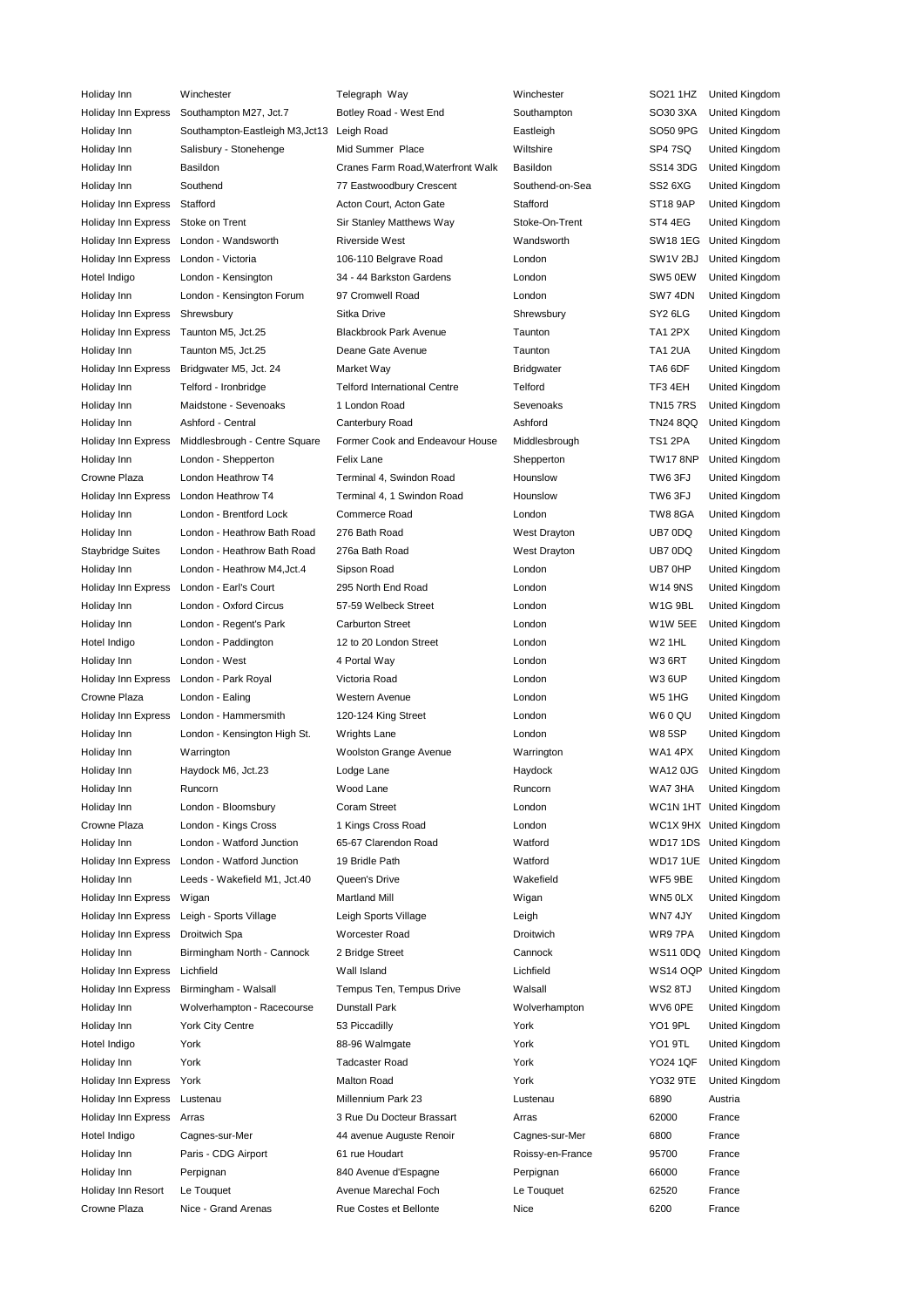| Holiday Inn | Winchester | Telegraph Way | Winchester | SO21 1HZ | United Kingdom |
|---|---|---|---|---|---|
| Holiday Inn Express | Southampton M27, Jct.7 | Botley Road - West End | Southampton | SO30 3XA | United Kingdom |
| Holiday Inn | Southampton-Eastleigh M3,Jct13 | Leigh Road | Eastleigh | SO50 9PG | United Kingdom |
| Holiday Inn | Salisbury - Stonehenge | Mid Summer Place | Wiltshire | SP4 7SQ | United Kingdom |
| Holiday Inn | Basildon | Cranes Farm Road,Waterfront Walk | Basildon | SS14 3DG | United Kingdom |
| Holiday Inn | Southend | 77 Eastwoodbury Crescent | Southend-on-Sea | SS2 6XG | United Kingdom |
| Holiday Inn Express | Stafford | Acton Court, Acton Gate | Stafford | ST18 9AP | United Kingdom |
| Holiday Inn Express | Stoke on Trent | Sir Stanley Matthews Way | Stoke-On-Trent | ST4 4EG | United Kingdom |
| Holiday Inn Express | London - Wandsworth | Riverside West | Wandsworth | SW18 1EG | United Kingdom |
| Holiday Inn Express | London - Victoria | 106-110 Belgrave Road | London | SW1V 2BJ | United Kingdom |
| Hotel Indigo | London - Kensington | 34 - 44 Barkston Gardens | London | SW5 0EW | United Kingdom |
| Holiday Inn | London - Kensington Forum | 97 Cromwell Road | London | SW7 4DN | United Kingdom |
| Holiday Inn Express | Shrewsbury | Sitka Drive | Shrewsbury | SY2 6LG | United Kingdom |
| Holiday Inn Express | Taunton M5, Jct.25 | Blackbrook Park Avenue | Taunton | TA1 2PX | United Kingdom |
| Holiday Inn | Taunton M5, Jct.25 | Deane Gate Avenue | Taunton | TA1 2UA | United Kingdom |
| Holiday Inn Express | Bridgwater M5, Jct. 24 | Market Way | Bridgwater | TA6 6DF | United Kingdom |
| Holiday Inn | Telford - Ironbridge | Telford International Centre | Telford | TF3 4EH | United Kingdom |
| Holiday Inn | Maidstone - Sevenoaks | 1 London Road | Sevenoaks | TN15 7RS | United Kingdom |
| Holiday Inn | Ashford - Central | Canterbury Road | Ashford | TN24 8QQ | United Kingdom |
| Holiday Inn Express | Middlesbrough - Centre Square | Former Cook and Endeavour House | Middlesbrough | TS1 2PA | United Kingdom |
| Holiday Inn | London - Shepperton | Felix Lane | Shepperton | TW17 8NP | United Kingdom |
| Crowne Plaza | London Heathrow T4 | Terminal 4, Swindon Road | Hounslow | TW6 3FJ | United Kingdom |
| Holiday Inn Express | London Heathrow T4 | Terminal 4, 1 Swindon Road | Hounslow | TW6 3FJ | United Kingdom |
| Holiday Inn | London - Brentford Lock | Commerce Road | London | TW8 8GA | United Kingdom |
| Holiday Inn | London - Heathrow Bath Road | 276 Bath Road | West Drayton | UB7 0DQ | United Kingdom |
| Staybridge Suites | London - Heathrow Bath Road | 276a Bath Road | West Drayton | UB7 0DQ | United Kingdom |
| Holiday Inn | London - Heathrow M4,Jct.4 | Sipson Road | London | UB7 0HP | United Kingdom |
| Holiday Inn Express | London - Earl's Court | 295 North End Road | London | W14 9NS | United Kingdom |
| Holiday Inn | London - Oxford Circus | 57-59 Welbeck Street | London | W1G 9BL | United Kingdom |
| Holiday Inn | London - Regent's Park | Carburton Street | London | W1W 5EE | United Kingdom |
| Hotel Indigo | London - Paddington | 12 to 20 London Street | London | W2 1HL | United Kingdom |
| Holiday Inn | London - West | 4 Portal Way | London | W3 6RT | United Kingdom |
| Holiday Inn Express | London - Park Royal | Victoria Road | London | W3 6UP | United Kingdom |
| Crowne Plaza | London - Ealing | Western Avenue | London | W5 1HG | United Kingdom |
| Holiday Inn Express | London - Hammersmith | 120-124 King Street | London | W6 0 QU | United Kingdom |
| Holiday Inn | London - Kensington High St. | Wrights Lane | London | W8 5SP | United Kingdom |
| Holiday Inn | Warrington | Woolston Grange Avenue | Warrington | WA1 4PX | United Kingdom |
| Holiday Inn | Haydock M6, Jct.23 | Lodge Lane | Haydock | WA12 0JG | United Kingdom |
| Holiday Inn | Runcorn | Wood Lane | Runcorn | WA7 3HA | United Kingdom |
| Holiday Inn | London - Bloomsbury | Coram Street | London | WC1N 1HT | United Kingdom |
| Crowne Plaza | London - Kings Cross | 1 Kings Cross Road | London | WC1X 9HX | United Kingdom |
| Holiday Inn | London - Watford Junction | 65-67 Clarendon Road | Watford | WD17 1DS | United Kingdom |
| Holiday Inn Express | London - Watford Junction | 19 Bridle Path | Watford | WD17 1UE | United Kingdom |
| Holiday Inn | Leeds - Wakefield M1, Jct.40 | Queen's Drive | Wakefield | WF5 9BE | United Kingdom |
| Holiday Inn Express | Wigan | Martland Mill | Wigan | WN5 0LX | United Kingdom |
| Holiday Inn Express | Leigh - Sports Village | Leigh Sports Village | Leigh | WN7 4JY | United Kingdom |
| Holiday Inn Express | Droitwich Spa | Worcester Road | Droitwich | WR9 7PA | United Kingdom |
| Holiday Inn | Birmingham North - Cannock | 2 Bridge Street | Cannock | WS11 0DQ | United Kingdom |
| Holiday Inn Express | Lichfield | Wall Island | Lichfield | WS14 OQP | United Kingdom |
| Holiday Inn Express | Birmingham - Walsall | Tempus Ten, Tempus Drive | Walsall | WS2 8TJ | United Kingdom |
| Holiday Inn | Wolverhampton - Racecourse | Dunstall Park | Wolverhampton | WV6 0PE | United Kingdom |
| Holiday Inn | York City Centre | 53 Piccadilly | York | YO1 9PL | United Kingdom |
| Hotel Indigo | York | 88-96 Walmgate | York | YO1 9TL | United Kingdom |
| Holiday Inn | York | Tadcaster Road | York | YO24 1QF | United Kingdom |
| Holiday Inn Express | York | Malton Road | York | YO32 9TE | United Kingdom |
| Holiday Inn Express | Lustenau | Millennium Park 23 | Lustenau | 6890 | Austria |
| Holiday Inn Express | Arras | 3 Rue Du Docteur Brassart | Arras | 62000 | France |
| Hotel Indigo | Cagnes-sur-Mer | 44 avenue Auguste Renoir | Cagnes-sur-Mer | 6800 | France |
| Holiday Inn | Paris - CDG Airport | 61 rue Houdart | Roissy-en-France | 95700 | France |
| Holiday Inn | Perpignan | 840 Avenue d'Espagne | Perpignan | 66000 | France |
| Holiday Inn Resort | Le Touquet | Avenue Marechal Foch | Le Touquet | 62520 | France |
| Crowne Plaza | Nice - Grand Arenas | Rue Costes et Bellonte | Nice | 6200 | France |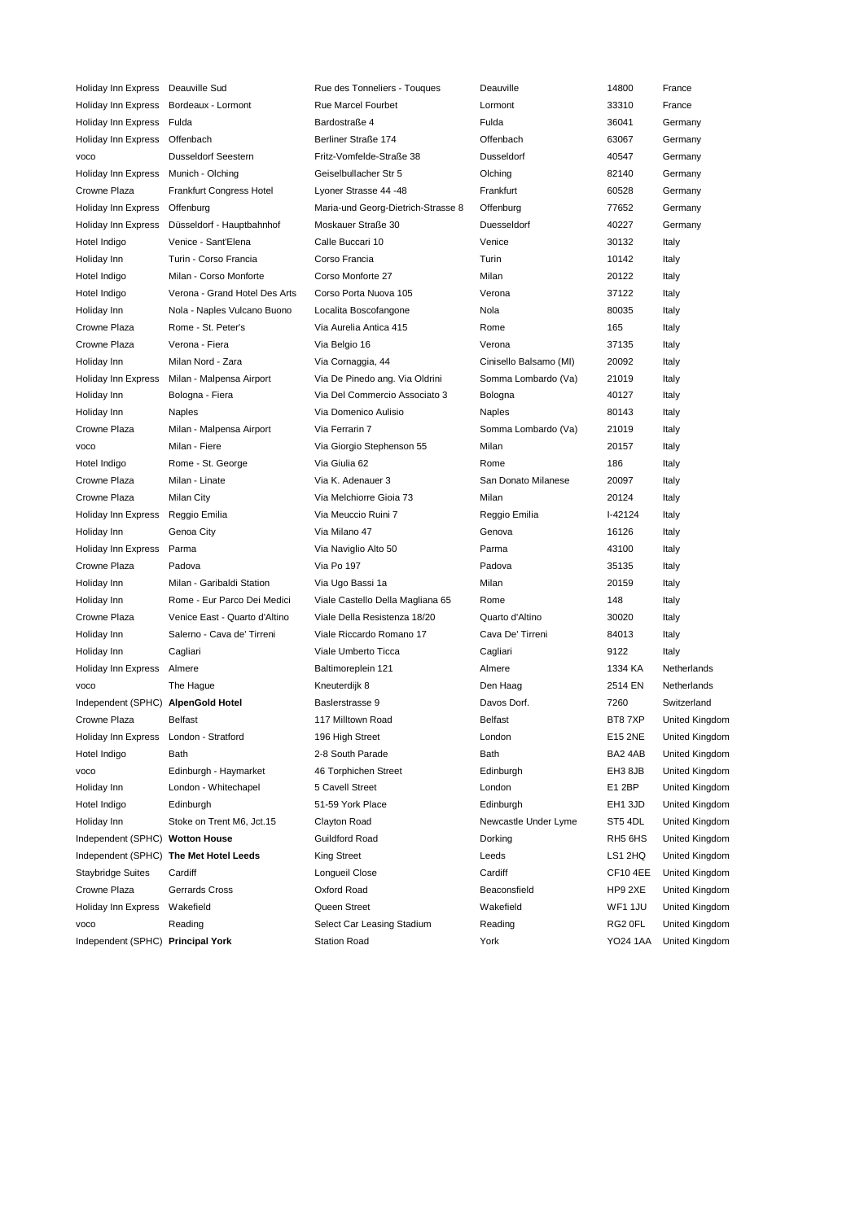| | | | | | |
|---|---|---|---|---|---|
| Holiday Inn Express | Deauville Sud | Rue des Tonneliers - Touques | Deauville | 14800 | France |
| Holiday Inn Express | Bordeaux - Lormont | Rue Marcel Fourbet | Lormont | 33310 | France |
| Holiday Inn Express | Fulda | Bardostraße 4 | Fulda | 36041 | Germany |
| Holiday Inn Express | Offenbach | Berliner Straße 174 | Offenbach | 63067 | Germany |
| voco | Dusseldorf Seestern | Fritz-Vomfelde-Straße 38 | Dusseldorf | 40547 | Germany |
| Holiday Inn Express | Munich - Olching | Geiselbullacher Str 5 | Olching | 82140 | Germany |
| Crowne Plaza | Frankfurt Congress Hotel | Lyoner Strasse 44 -48 | Frankfurt | 60528 | Germany |
| Holiday Inn Express | Offenburg | Maria-und Georg-Dietrich-Strasse 8 | Offenburg | 77652 | Germany |
| Holiday Inn Express | Düsseldorf - Hauptbahnhof | Moskauer Straße 30 | Duesseldorf | 40227 | Germany |
| Hotel Indigo | Venice - Sant'Elena | Calle Buccari 10 | Venice | 30132 | Italy |
| Holiday Inn | Turin - Corso Francia | Corso Francia | Turin | 10142 | Italy |
| Hotel Indigo | Milan - Corso Monforte | Corso Monforte 27 | Milan | 20122 | Italy |
| Hotel Indigo | Verona - Grand Hotel Des Arts | Corso Porta Nuova 105 | Verona | 37122 | Italy |
| Holiday Inn | Nola - Naples Vulcano Buono | Localita Boscofangone | Nola | 80035 | Italy |
| Crowne Plaza | Rome - St. Peter's | Via Aurelia Antica 415 | Rome | 165 | Italy |
| Crowne Plaza | Verona - Fiera | Via Belgio 16 | Verona | 37135 | Italy |
| Holiday Inn | Milan Nord - Zara | Via Cornaggia, 44 | Cinisello Balsamo (MI) | 20092 | Italy |
| Holiday Inn Express | Milan - Malpensa Airport | Via De Pinedo ang. Via Oldrini | Somma Lombardo (Va) | 21019 | Italy |
| Holiday Inn | Bologna - Fiera | Via Del Commercio Associato 3 | Bologna | 40127 | Italy |
| Holiday Inn | Naples | Via Domenico Aulisio | Naples | 80143 | Italy |
| Crowne Plaza | Milan - Malpensa Airport | Via Ferrarin 7 | Somma Lombardo (Va) | 21019 | Italy |
| voco | Milan - Fiere | Via Giorgio Stephenson 55 | Milan | 20157 | Italy |
| Hotel Indigo | Rome - St. George | Via Giulia 62 | Rome | 186 | Italy |
| Crowne Plaza | Milan - Linate | Via K. Adenauer 3 | San Donato Milanese | 20097 | Italy |
| Crowne Plaza | Milan City | Via Melchiorre Gioia 73 | Milan | 20124 | Italy |
| Holiday Inn Express | Reggio Emilia | Via Meuccio Ruini 7 | Reggio Emilia | I-42124 | Italy |
| Holiday Inn | Genoa City | Via Milano 47 | Genova | 16126 | Italy |
| Holiday Inn Express | Parma | Via Naviglio Alto 50 | Parma | 43100 | Italy |
| Crowne Plaza | Padova | Via Po 197 | Padova | 35135 | Italy |
| Holiday Inn | Milan - Garibaldi Station | Via Ugo Bassi 1a | Milan | 20159 | Italy |
| Holiday Inn | Rome - Eur Parco Dei Medici | Viale Castello Della Magliana 65 | Rome | 148 | Italy |
| Crowne Plaza | Venice East - Quarto d'Altino | Viale Della Resistenza 18/20 | Quarto d'Altino | 30020 | Italy |
| Holiday Inn | Salerno - Cava de' Tirreni | Viale Riccardo Romano 17 | Cava De' Tirreni | 84013 | Italy |
| Holiday Inn | Cagliari | Viale Umberto Ticca | Cagliari | 9122 | Italy |
| Holiday Inn Express | Almere | Baltimoreplein 121 | Almere | 1334 KA | Netherlands |
| voco | The Hague | Kneuterdijk 8 | Den Haag | 2514 EN | Netherlands |
| Independent (SPHC) | **AlpenGold Hotel** | Baslerstrasse 9 | Davos Dorf. | 7260 | Switzerland |
| Crowne Plaza | Belfast | 117 Milltown Road | Belfast | BT8 7XP | United Kingdom |
| Holiday Inn Express | London - Stratford | 196 High Street | London | E15 2NE | United Kingdom |
| Hotel Indigo | Bath | 2-8 South Parade | Bath | BA2 4AB | United Kingdom |
| voco | Edinburgh - Haymarket | 46 Torphichen Street | Edinburgh | EH3 8JB | United Kingdom |
| Holiday Inn | London - Whitechapel | 5 Cavell Street | London | E1 2BP | United Kingdom |
| Hotel Indigo | Edinburgh | 51-59 York Place | Edinburgh | EH1 3JD | United Kingdom |
| Holiday Inn | Stoke on Trent M6, Jct.15 | Clayton Road | Newcastle Under Lyme | ST5 4DL | United Kingdom |
| Independent (SPHC) | **Wotton House** | Guildford Road | Dorking | RH5 6HS | United Kingdom |
| Independent (SPHC) | **The Met Hotel Leeds** | King Street | Leeds | LS1 2HQ | United Kingdom |
| Staybridge Suites | Cardiff | Longueil Close | Cardiff | CF10 4EE | United Kingdom |
| Crowne Plaza | Gerrards Cross | Oxford Road | Beaconsfield | HP9 2XE | United Kingdom |
| Holiday Inn Express | Wakefield | Queen Street | Wakefield | WF1 1JU | United Kingdom |
| voco | Reading | Select Car Leasing Stadium | Reading | RG2 0FL | United Kingdom |
| Independent (SPHC) | **Principal York** | Station Road | York | YO24 1AA | United Kingdom |